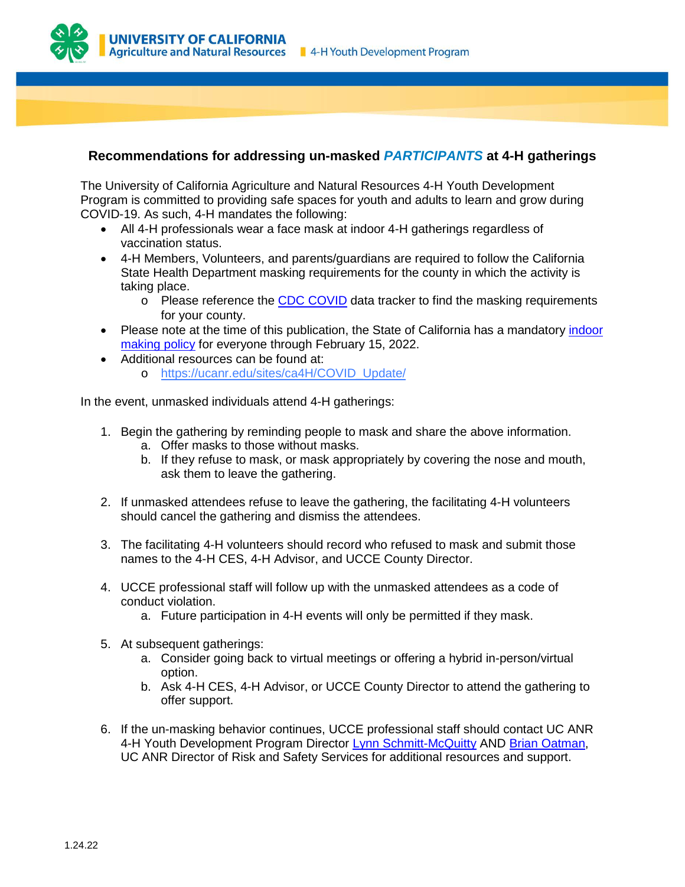UNIVERSITY OF CALIFORNIA
Agriculture and Natural Resources | 4-H Youth Development Program

## Recommendations for addressing un-masked *PARTICIPANTS* at 4-H gatherings

The University of California Agriculture and Natural Resources 4-H Youth Development Program is committed to providing safe spaces for youth and adults to learn and grow during COVID-19. As such, 4-H mandates the following:

- All 4-H professionals wear a face mask at indoor 4-H gatherings regardless of vaccination status.
- 4-H Members, Volunteers, and parents/guardians are required to follow the California State Health Department masking requirements for the county in which the activity is taking place.
  - Please reference the [CDC COVID](#) data tracker to find the masking requirements for your county.
- Please note at the time of this publication, the State of California has a mandatory [indoor making policy](#) for everyone through February 15, 2022.
- Additional resources can be found at:
  - [https://ucanr.edu/sites/ca4H/COVID_Update/](https://ucanr.edu/sites/ca4H/COVID_Update/)

In the event, unmasked individuals attend 4-H gatherings:

1. Begin the gathering by reminding people to mask and share the above information.
   a. Offer masks to those without masks.
   b. If they refuse to mask, or mask appropriately by covering the nose and mouth, ask them to leave the gathering.

2. If unmasked attendees refuse to leave the gathering, the facilitating 4-H volunteers should cancel the gathering and dismiss the attendees.

3. The facilitating 4-H volunteers should record who refused to mask and submit those names to the 4-H CES, 4-H Advisor, and UCCE County Director.

4. UCCE professional staff will follow up with the unmasked attendees as a code of conduct violation.
   a. Future participation in 4-H events will only be permitted if they mask.

5. At subsequent gatherings:
   a. Consider going back to virtual meetings or offering a hybrid in-person/virtual option.
   b. Ask 4-H CES, 4-H Advisor, or UCCE County Director to attend the gathering to offer support.

6. If the un-masking behavior continues, UCCE professional staff should contact UC ANR 4-H Youth Development Program Director [Lynn Schmitt-McQuitty](#) AND [Brian Oatman](#), UC ANR Director of Risk and Safety Services for additional resources and support.

1.24.22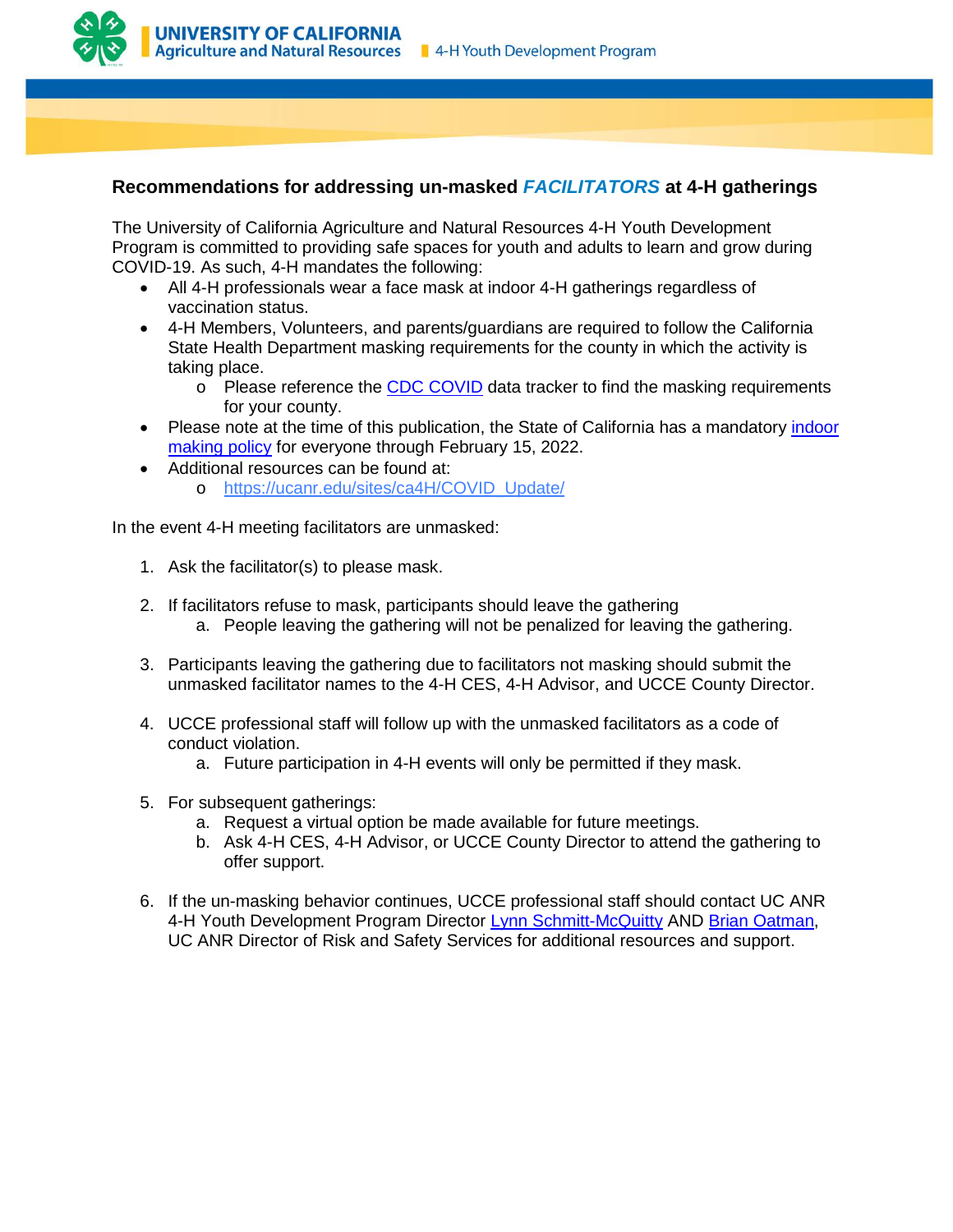## Recommendations for addressing un-masked *FACILITATORS* at 4-H gatherings

The University of California Agriculture and Natural Resources 4-H Youth Development Program is committed to providing safe spaces for youth and adults to learn and grow during COVID-19. As such, 4-H mandates the following:

- All 4-H professionals wear a face mask at indoor 4-H gatherings regardless of vaccination status.
- 4-H Members, Volunteers, and parents/guardians are required to follow the California State Health Department masking requirements for the county in which the activity is taking place.
  - Please reference the CDC COVID data tracker to find the masking requirements for your county.
- Please note at the time of this publication, the State of California has a mandatory indoor making policy for everyone through February 15, 2022.
- Additional resources can be found at:
  - https://ucanr.edu/sites/ca4H/COVID_Update/

In the event 4-H meeting facilitators are unmasked:

1. Ask the facilitator(s) to please mask.

2. If facilitators refuse to mask, participants should leave the gathering
   a. People leaving the gathering will not be penalized for leaving the gathering.

3. Participants leaving the gathering due to facilitators not masking should submit the unmasked facilitator names to the 4-H CES, 4-H Advisor, and UCCE County Director.

4. UCCE professional staff will follow up with the unmasked facilitators as a code of conduct violation.
   a. Future participation in 4-H events will only be permitted if they mask.

5. For subsequent gatherings:
   a. Request a virtual option be made available for future meetings.
   b. Ask 4-H CES, 4-H Advisor, or UCCE County Director to attend the gathering to offer support.

6. If the un-masking behavior continues, UCCE professional staff should contact UC ANR 4-H Youth Development Program Director Lynn Schmitt-McQuitty AND Brian Oatman, UC ANR Director of Risk and Safety Services for additional resources and support.